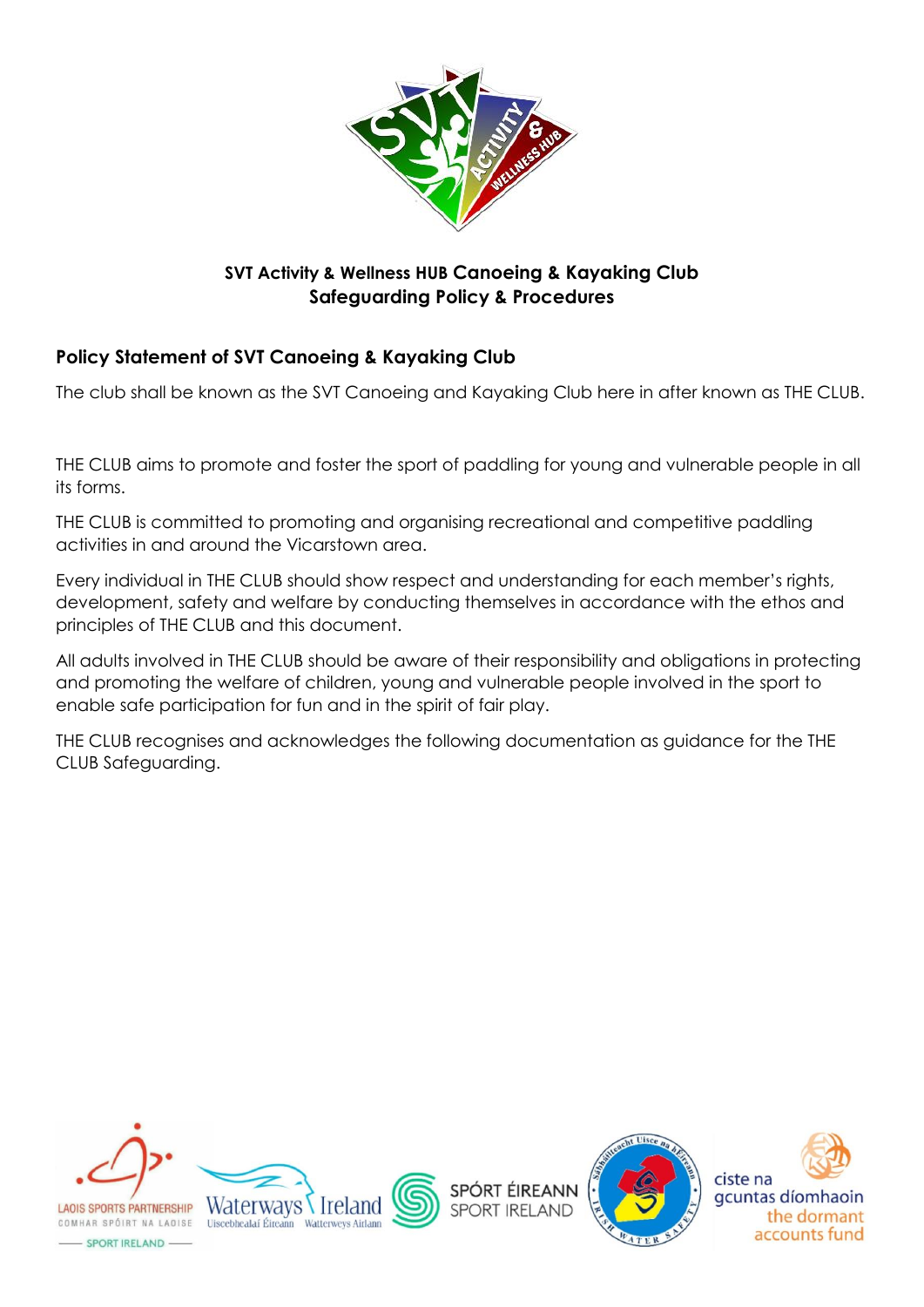**SVT Activity & Wellness HUB Canoeing & Kayaking Club**
**Safeguarding Policy & Procedures**

## Policy Statement of SVT Canoeing & Kayaking Club

The club shall be known as the SVT Canoeing and Kayaking Club here in after known as THE CLUB.

THE CLUB aims to promote and foster the sport of paddling for young and vulnerable people in all its forms.

THE CLUB is committed to promoting and organising recreational and competitive paddling activities in and around the Vicarstown area.

Every individual in THE CLUB should show respect and understanding for each member's rights, development, safety and welfare by conducting themselves in accordance with the ethos and principles of THE CLUB and this document.

All adults involved in THE CLUB should be aware of their responsibility and obligations in protecting and promoting the welfare of children, young and vulnerable people involved in the sport to enable safe participation for fun and in the spirit of fair play.

THE CLUB recognises and acknowledges the following documentation as guidance for the THE CLUB Safeguarding.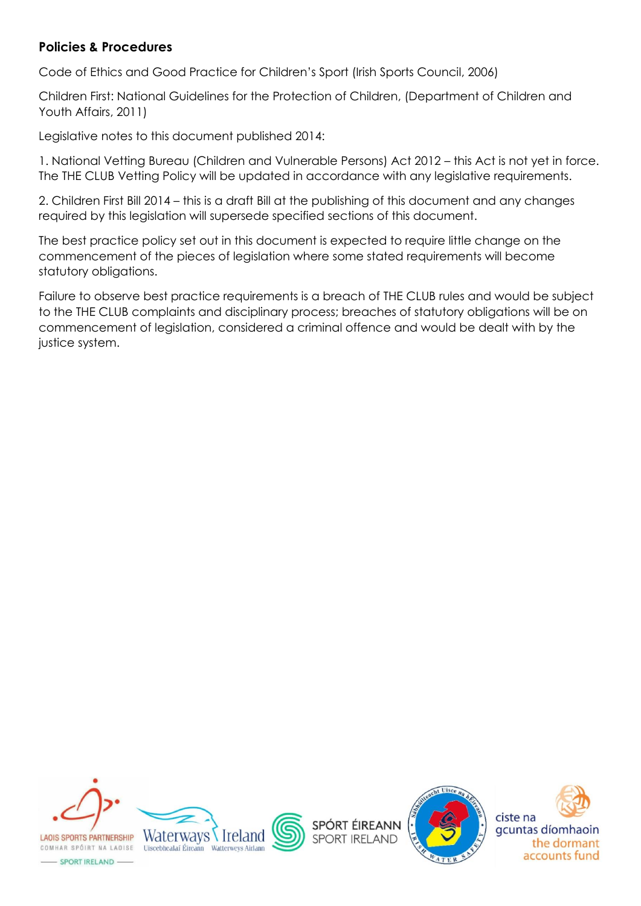**Policies & Procedures**

Code of Ethics and Good Practice for Children's Sport (Irish Sports Council, 2006)

Children First: National Guidelines for the Protection of Children, (Department of Children and Youth Affairs, 2011)

Legislative notes to this document published 2014:

1. National Vetting Bureau (Children and Vulnerable Persons) Act 2012 – this Act is not yet in force. The THE CLUB Vetting Policy will be updated in accordance with any legislative requirements.

2. Children First Bill 2014 – this is a draft Bill at the publishing of this document and any changes required by this legislation will supersede specified sections of this document.

The best practice policy set out in this document is expected to require little change on the commencement of the pieces of legislation where some stated requirements will become statutory obligations.

Failure to observe best practice requirements is a breach of THE CLUB rules and would be subject to the THE CLUB complaints and disciplinary process; breaches of statutory obligations will be on commencement of legislation, considered a criminal offence and would be dealt with by the justice system.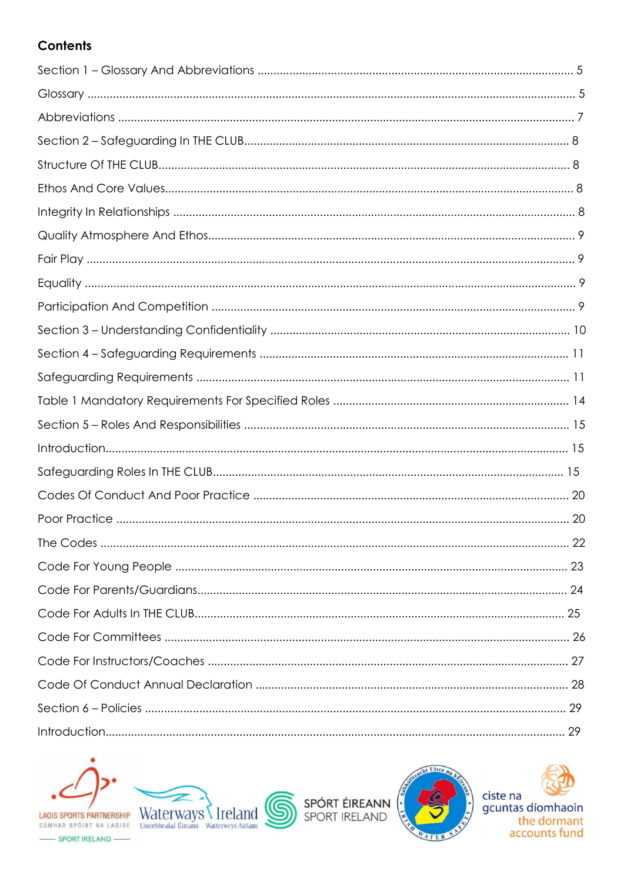## Contents

Section 1 – Glossary And Abbreviations ........ 5

Glossary ........ 5

Abbreviations ........ 7

Section 2 – Safeguarding In THE CLUB ........ 8

Structure Of THE CLUB ........ 8

Ethos And Core Values ........ 8

Integrity In Relationships ........ 8

Quality Atmosphere And Ethos ........ 9

Fair Play ........ 9

Equality ........ 9

Participation And Competition ........ 9

Section 3 – Understanding Confidentiality ........ 10

Section 4 – Safeguarding Requirements ........ 11

Safeguarding Requirements ........ 11

Table 1 Mandatory Requirements For Specified Roles ........ 14

Section 5 – Roles And Responsibilities ........ 15

Introduction ........ 15

Safeguarding Roles In THE CLUB ........ 15

Codes Of Conduct And Poor Practice ........ 20

Poor Practice ........ 20

The Codes ........ 22

Code For Young People ........ 23

Code For Parents/Guardians ........ 24

Code For Adults In THE CLUB ........ 25

Code For Committees ........ 26

Code For Instructors/Coaches ........ 27

Code Of Conduct Annual Declaration ........ 28

Section 6 – Policies ........ 29

Introduction ........ 29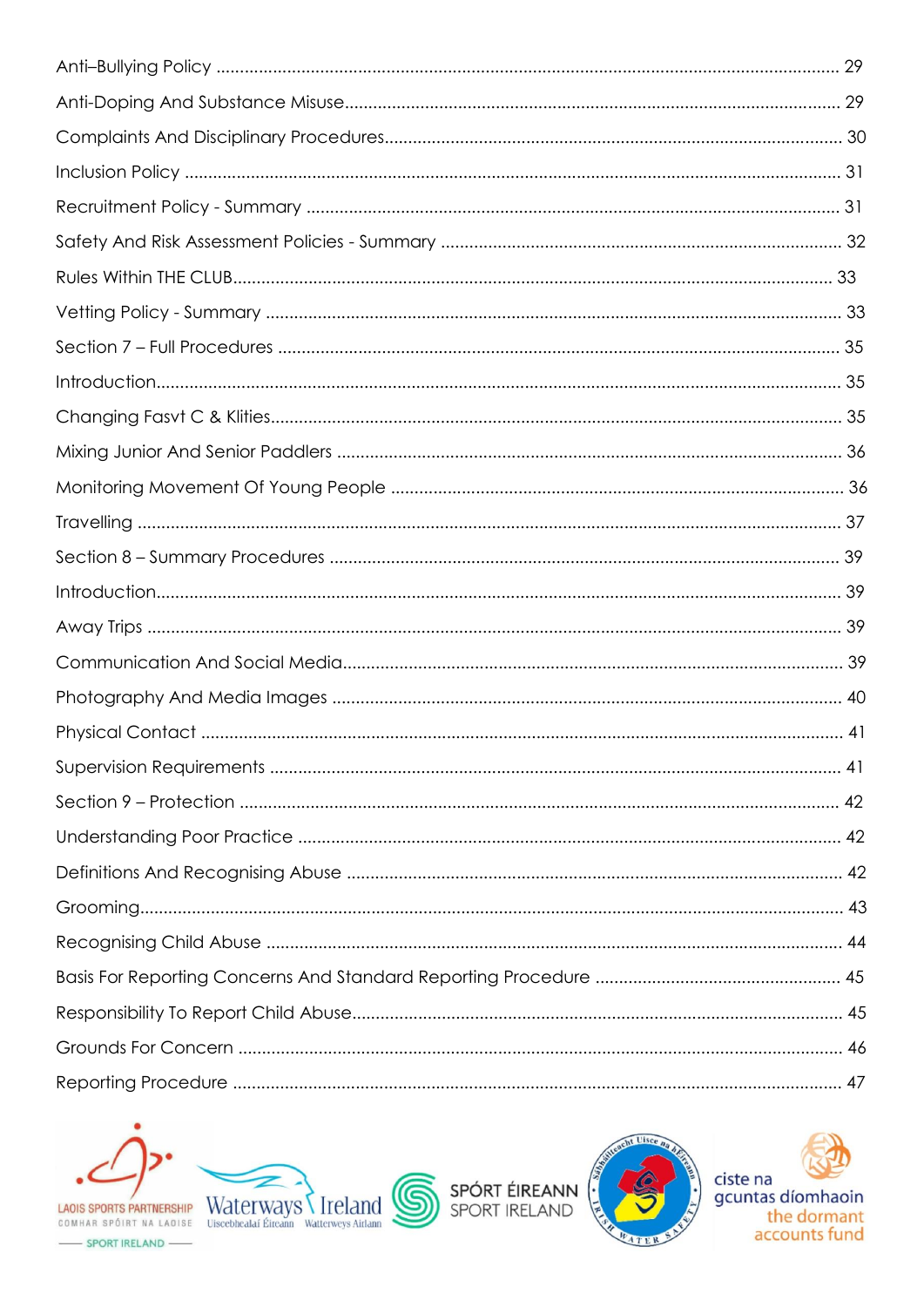Anti–Bullying Policy ........ 29

Anti-Doping And Substance Misuse........ 29

Complaints And Disciplinary Procedures........ 30

Inclusion Policy ........ 31

Recruitment Policy - Summary ........ 31

Safety And Risk Assessment Policies - Summary ........ 32

Rules Within THE CLUB........ 33

Vetting Policy - Summary ........ 33

Section 7 – Full Procedures ........ 35

Introduction........ 35

Changing Fasvt C & Klities........ 35

Mixing Junior And Senior Paddlers ........ 36

Monitoring Movement Of Young People ........ 36

Travelling ........ 37

Section 8 – Summary Procedures ........ 39

Introduction........ 39

Away Trips ........ 39

Communication And Social Media........ 39

Photography And Media Images ........ 40

Physical Contact ........ 41

Supervision Requirements ........ 41

Section 9 – Protection ........ 42

Understanding Poor Practice ........ 42

Definitions And Recognising Abuse ........ 42

Grooming........ 43

Recognising Child Abuse ........ 44

Basis For Reporting Concerns And Standard Reporting Procedure ........ 45

Responsibility To Report Child Abuse........ 45

Grounds For Concern ........ 46

Reporting Procedure ........ 47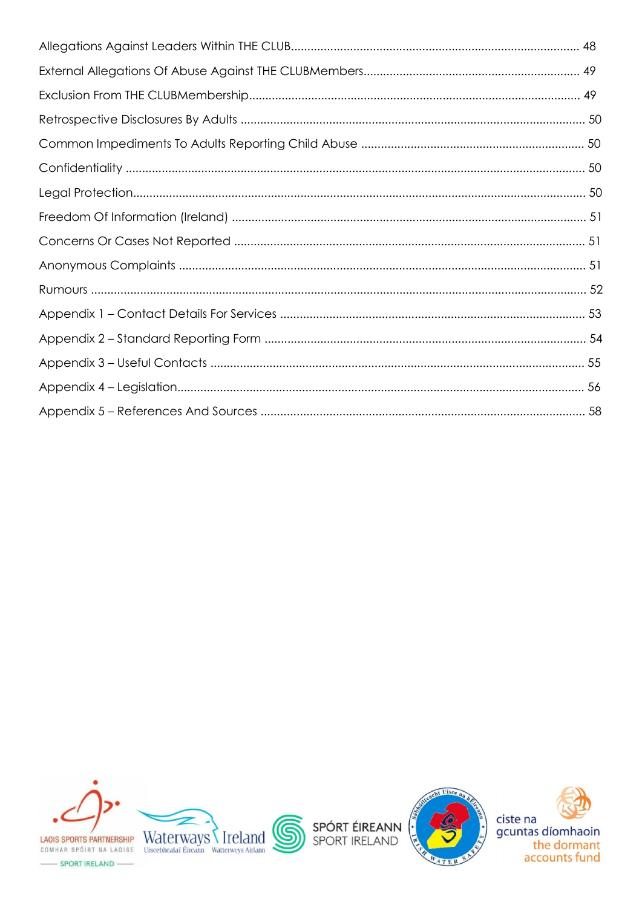Allegations Against Leaders Within THE CLUB ........................................................................................ 48

External Allegations Of Abuse Against THE CLUBMembers ................................................................. 49

Exclusion From THE CLUBMembership ................................................................................................... 49

Retrospective Disclosures By Adults ........................................................................................................ 50

Common Impediments To Adults Reporting Child Abuse ................................................................... 50

Confidentiality ............................................................................................................................................ 50

Legal Protection .......................................................................................................................................... 50

Freedom Of Information (Ireland) ............................................................................................................ 51

Concerns Or Cases Not Reported .......................................................................................................... 51

Anonymous Complaints ............................................................................................................................ 51

Rumours ...................................................................................................................................................... 52

Appendix 1 – Contact Details For Services ............................................................................................ 53

Appendix 2 – Standard Reporting Form .................................................................................................. 54

Appendix 3 – Useful Contacts ................................................................................................................. 55

Appendix 4 – Legislation ........................................................................................................................... 56

Appendix 5 – References And Sources ................................................................................................... 58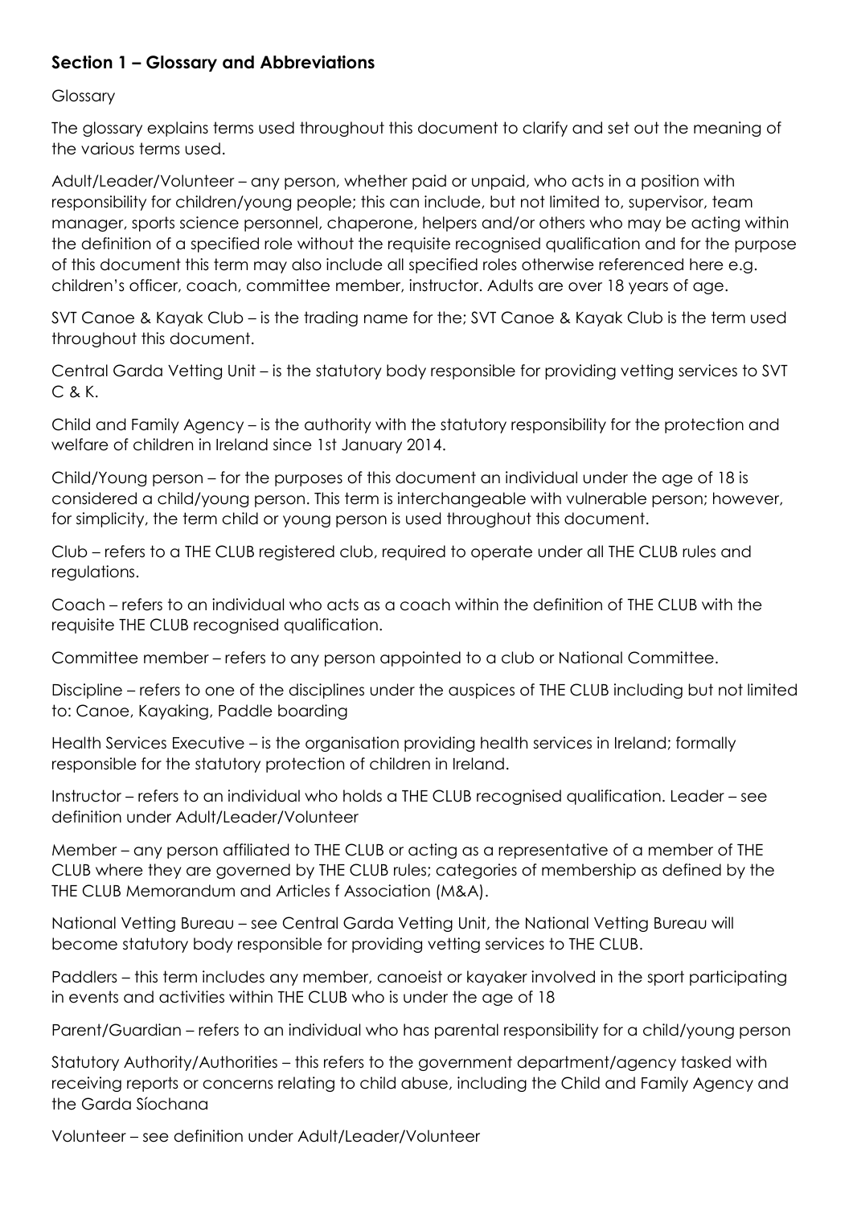## Section 1 – Glossary and Abbreviations

Glossary

The glossary explains terms used throughout this document to clarify and set out the meaning of the various terms used.

Adult/Leader/Volunteer – any person, whether paid or unpaid, who acts in a position with responsibility for children/young people; this can include, but not limited to, supervisor, team manager, sports science personnel, chaperone, helpers and/or others who may be acting within the definition of a specified role without the requisite recognised qualification and for the purpose of this document this term may also include all specified roles otherwise referenced here e.g. children's officer, coach, committee member, instructor. Adults are over 18 years of age.

SVT Canoe & Kayak Club – is the trading name for the; SVT Canoe & Kayak Club is the term used throughout this document.

Central Garda Vetting Unit – is the statutory body responsible for providing vetting services to SVT C & K.

Child and Family Agency – is the authority with the statutory responsibility for the protection and welfare of children in Ireland since 1st January 2014.

Child/Young person – for the purposes of this document an individual under the age of 18 is considered a child/young person. This term is interchangeable with vulnerable person; however, for simplicity, the term child or young person is used throughout this document.

Club – refers to a THE CLUB registered club, required to operate under all THE CLUB rules and regulations.

Coach – refers to an individual who acts as a coach within the definition of THE CLUB with the requisite THE CLUB recognised qualification.

Committee member – refers to any person appointed to a club or National Committee.

Discipline – refers to one of the disciplines under the auspices of THE CLUB including but not limited to: Canoe, Kayaking, Paddle boarding

Health Services Executive – is the organisation providing health services in Ireland; formally responsible for the statutory protection of children in Ireland.

Instructor – refers to an individual who holds a THE CLUB recognised qualification. Leader – see definition under Adult/Leader/Volunteer

Member – any person affiliated to THE CLUB or acting as a representative of a member of THE CLUB where they are governed by THE CLUB rules; categories of membership as defined by the THE CLUB Memorandum and Articles f Association (M&A).

National Vetting Bureau – see Central Garda Vetting Unit, the National Vetting Bureau will become statutory body responsible for providing vetting services to THE CLUB.

Paddlers – this term includes any member, canoeist or kayaker involved in the sport participating in events and activities within THE CLUB who is under the age of 18

Parent/Guardian – refers to an individual who has parental responsibility for a child/young person

Statutory Authority/Authorities – this refers to the government department/agency tasked with receiving reports or concerns relating to child abuse, including the Child and Family Agency and the Garda Síochana

Volunteer – see definition under Adult/Leader/Volunteer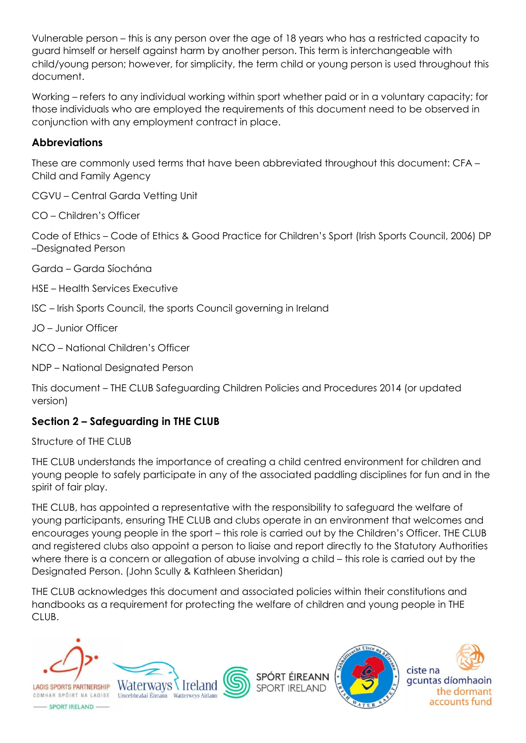Vulnerable person – this is any person over the age of 18 years who has a restricted capacity to guard himself or herself against harm by another person. This term is interchangeable with child/young person; however, for simplicity, the term child or young person is used throughout this document.

Working – refers to any individual working within sport whether paid or in a voluntary capacity; for those individuals who are employed the requirements of this document need to be observed in conjunction with any employment contract in place.

### Abbreviations

These are commonly used terms that have been abbreviated throughout this document: CFA – Child and Family Agency

CGVU – Central Garda Vetting Unit

CO – Children's Officer

Code of Ethics – Code of Ethics & Good Practice for Children's Sport (Irish Sports Council, 2006) DP –Designated Person

Garda – Garda Síochána

HSE – Health Services Executive

ISC – Irish Sports Council, the sports Council governing in Ireland

JO – Junior Officer

NCO – National Children's Officer

NDP – National Designated Person

This document – THE CLUB Safeguarding Children Policies and Procedures 2014 (or updated version)

### Section 2 – Safeguarding in THE CLUB

Structure of THE CLUB

THE CLUB understands the importance of creating a child centred environment for children and young people to safely participate in any of the associated paddling disciplines for fun and in the spirit of fair play.

THE CLUB, has appointed a representative with the responsibility to safeguard the welfare of young participants, ensuring THE CLUB and clubs operate in an environment that welcomes and encourages young people in the sport – this role is carried out by the Children's Officer. THE CLUB and registered clubs also appoint a person to liaise and report directly to the Statutory Authorities where there is a concern or allegation of abuse involving a child – this role is carried out by the Designated Person. (John Scully & Kathleen Sheridan)

THE CLUB acknowledges this document and associated policies within their constitutions and handbooks as a requirement for protecting the welfare of children and young people in THE CLUB.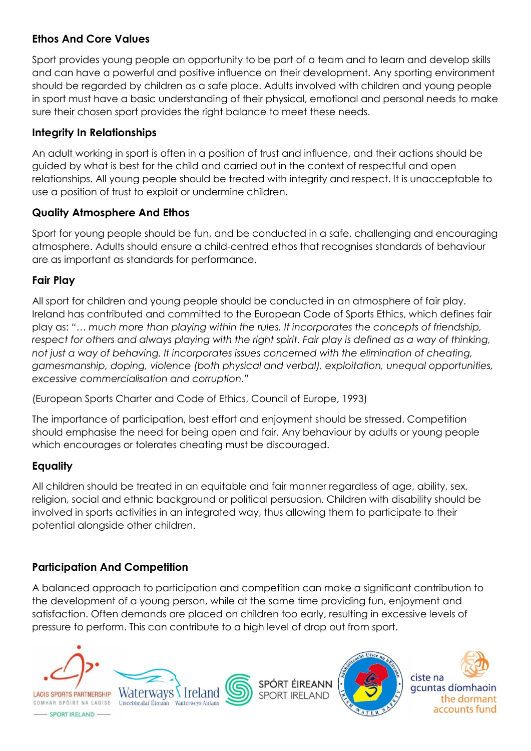### Ethos And Core Values

Sport provides young people an opportunity to be part of a team and to learn and develop skills and can have a powerful and positive influence on their development. Any sporting environment should be regarded by children as a safe place. Adults involved with children and young people in sport must have a basic understanding of their physical, emotional and personal needs to make sure their chosen sport provides the right balance to meet these needs.

### Integrity In Relationships

An adult working in sport is often in a position of trust and influence, and their actions should be guided by what is best for the child and carried out in the context of respectful and open relationships. All young people should be treated with integrity and respect. It is unacceptable to use a position of trust to exploit or undermine children.

### Quality Atmosphere And Ethos

Sport for young people should be fun, and be conducted in a safe, challenging and encouraging atmosphere. Adults should ensure a child-centred ethos that recognises standards of behaviour are as important as standards for performance.

### Fair Play

All sport for children and young people should be conducted in an atmosphere of fair play. Ireland has contributed and committed to the European Code of Sports Ethics, which defines fair play as: "*… much more than playing within the rules. It incorporates the concepts of friendship, respect for others and always playing with the right spirit. Fair play is defined as a way of thinking, not just a way of behaving. It incorporates issues concerned with the elimination of cheating, gamesmanship, doping, violence (both physical and verbal), exploitation, unequal opportunities, excessive commercialisation and corruption.*"

(European Sports Charter and Code of Ethics, Council of Europe, 1993)

The importance of participation, best effort and enjoyment should be stressed. Competition should emphasise the need for being open and fair. Any behaviour by adults or young people which encourages or tolerates cheating must be discouraged.

### Equality

All children should be treated in an equitable and fair manner regardless of age, ability, sex, religion, social and ethnic background or political persuasion. Children with disability should be involved in sports activities in an integrated way, thus allowing them to participate to their potential alongside other children.

### Participation And Competition

A balanced approach to participation and competition can make a significant contribution to the development of a young person, while at the same time providing fun, enjoyment and satisfaction. Often demands are placed on children too early, resulting in excessive levels of pressure to perform. This can contribute to a high level of drop out from sport.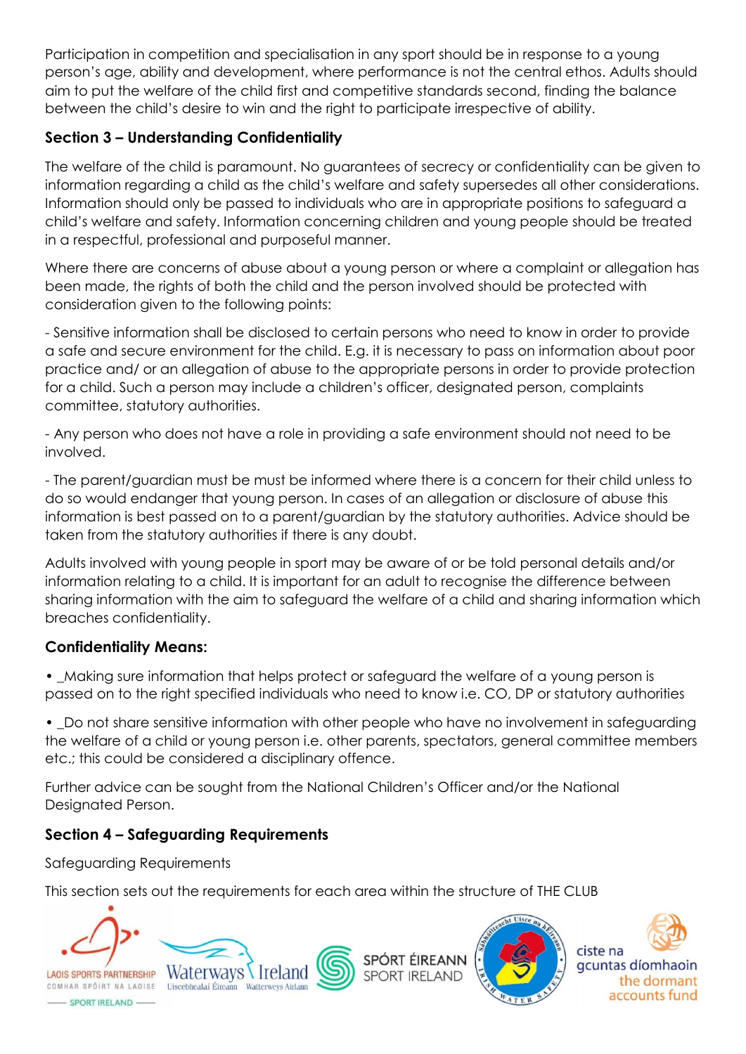Participation in competition and specialisation in any sport should be in response to a young person's age, ability and development, where performance is not the central ethos. Adults should aim to put the welfare of the child first and competitive standards second, finding the balance between the child's desire to win and the right to participate irrespective of ability.

### Section 3 – Understanding Confidentiality

The welfare of the child is paramount. No guarantees of secrecy or confidentiality can be given to information regarding a child as the child's welfare and safety supersedes all other considerations. Information should only be passed to individuals who are in appropriate positions to safeguard a child's welfare and safety. Information concerning children and young people should be treated in a respectful, professional and purposeful manner.

Where there are concerns of abuse about a young person or where a complaint or allegation has been made, the rights of both the child and the person involved should be protected with consideration given to the following points:

- Sensitive information shall be disclosed to certain persons who need to know in order to provide a safe and secure environment for the child. E.g. it is necessary to pass on information about poor practice and/ or an allegation of abuse to the appropriate persons in order to provide protection for a child. Such a person may include a children's officer, designated person, complaints committee, statutory authorities.

- Any person who does not have a role in providing a safe environment should not need to be involved.

- The parent/guardian must be must be informed where there is a concern for their child unless to do so would endanger that young person. In cases of an allegation or disclosure of abuse this information is best passed on to a parent/guardian by the statutory authorities. Advice should be taken from the statutory authorities if there is any doubt.

Adults involved with young people in sport may be aware of or be told personal details and/or information relating to a child. It is important for an adult to recognise the difference between sharing information with the aim to safeguard the welfare of a child and sharing information which breaches confidentiality.

### Confidentiality Means:

• _Making sure information that helps protect or safeguard the welfare of a young person is passed on to the right specified individuals who need to know i.e. CO, DP or statutory authorities

• _Do not share sensitive information with other people who have no involvement in safeguarding the welfare of a child or young person i.e. other parents, spectators, general committee members etc.; this could be considered a disciplinary offence.

Further advice can be sought from the National Children's Officer and/or the National Designated Person.

### Section 4 – Safeguarding Requirements

Safeguarding Requirements

This section sets out the requirements for each area within the structure of THE CLUB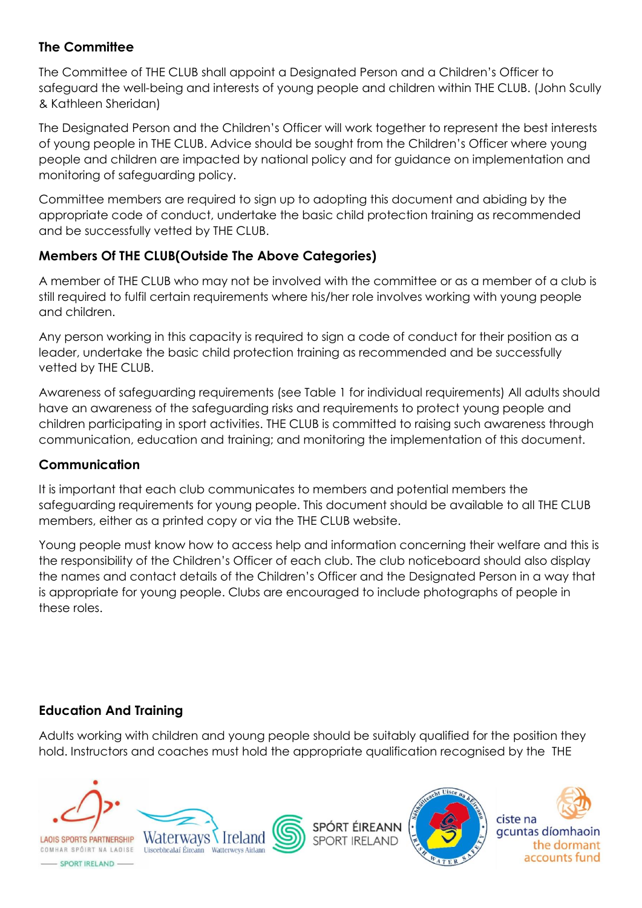### The Committee

The Committee of THE CLUB shall appoint a Designated Person and a Children's Officer to safeguard the well-being and interests of young people and children within THE CLUB. (John Scully & Kathleen Sheridan)

The Designated Person and the Children's Officer will work together to represent the best interests of young people in THE CLUB. Advice should be sought from the Children's Officer where young people and children are impacted by national policy and for guidance on implementation and monitoring of safeguarding policy.

Committee members are required to sign up to adopting this document and abiding by the appropriate code of conduct, undertake the basic child protection training as recommended and be successfully vetted by THE CLUB.

### Members Of THE CLUB(Outside The Above Categories)

A member of THE CLUB who may not be involved with the committee or as a member of a club is still required to fulfil certain requirements where his/her role involves working with young people and children.

Any person working in this capacity is required to sign a code of conduct for their position as a leader, undertake the basic child protection training as recommended and be successfully vetted by THE CLUB.

Awareness of safeguarding requirements (see Table 1 for individual requirements) All adults should have an awareness of the safeguarding risks and requirements to protect young people and children participating in sport activities. THE CLUB is committed to raising such awareness through communication, education and training; and monitoring the implementation of this document.

### Communication

It is important that each club communicates to members and potential members the safeguarding requirements for young people. This document should be available to all THE CLUB members, either as a printed copy or via the THE CLUB website.

Young people must know how to access help and information concerning their welfare and this is the responsibility of the Children's Officer of each club. The club noticeboard should also display the names and contact details of the Children's Officer and the Designated Person in a way that is appropriate for young people. Clubs are encouraged to include photographs of people in these roles.

### Education And Training

Adults working with children and young people should be suitably qualified for the position they hold. Instructors and coaches must hold the appropriate qualification recognised by the THE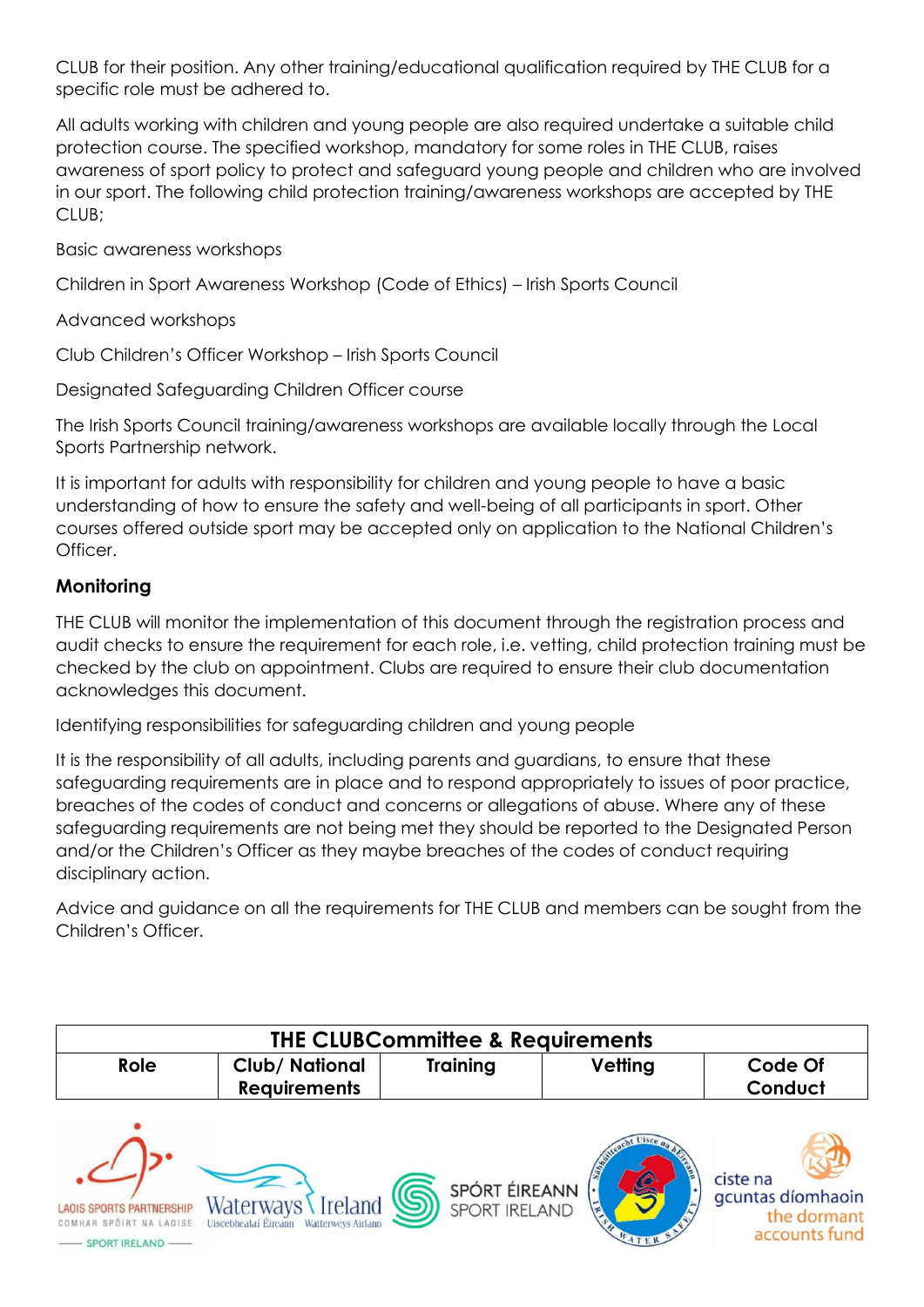CLUB for their position. Any other training/educational qualification required by THE CLUB for a specific role must be adhered to.

All adults working with children and young people are also required undertake a suitable child protection course. The specified workshop, mandatory for some roles in THE CLUB, raises awareness of sport policy to protect and safeguard young people and children who are involved in our sport. The following child protection training/awareness workshops are accepted by THE CLUB;

Basic awareness workshops

Children in Sport Awareness Workshop (Code of Ethics) – Irish Sports Council

Advanced workshops

Club Children's Officer Workshop – Irish Sports Council

Designated Safeguarding Children Officer course

The Irish Sports Council training/awareness workshops are available locally through the Local Sports Partnership network.

It is important for adults with responsibility for children and young people to have a basic understanding of how to ensure the safety and well-being of all participants in sport. Other courses offered outside sport may be accepted only on application to the National Children's Officer.

### Monitoring

THE CLUB will monitor the implementation of this document through the registration process and audit checks to ensure the requirement for each role, i.e. vetting, child protection training must be checked by the club on appointment. Clubs are required to ensure their club documentation acknowledges this document.

Identifying responsibilities for safeguarding children and young people

It is the responsibility of all adults, including parents and guardians, to ensure that these safeguarding requirements are in place and to respond appropriately to issues of poor practice, breaches of the codes of conduct and concerns or allegations of abuse. Where any of these safeguarding requirements are not being met they should be reported to the Designated Person and/or the Children's Officer as they maybe breaches of the codes of conduct requiring disciplinary action.

Advice and guidance on all the requirements for THE CLUB and members can be sought from the Children's Officer.

| THE CLUBCommittee & Requirements | | | | |
|---|---|---|---|---|
| **Role** | **Club/ National Requirements** | **Training** | **Vetting** | **Code Of Conduct** |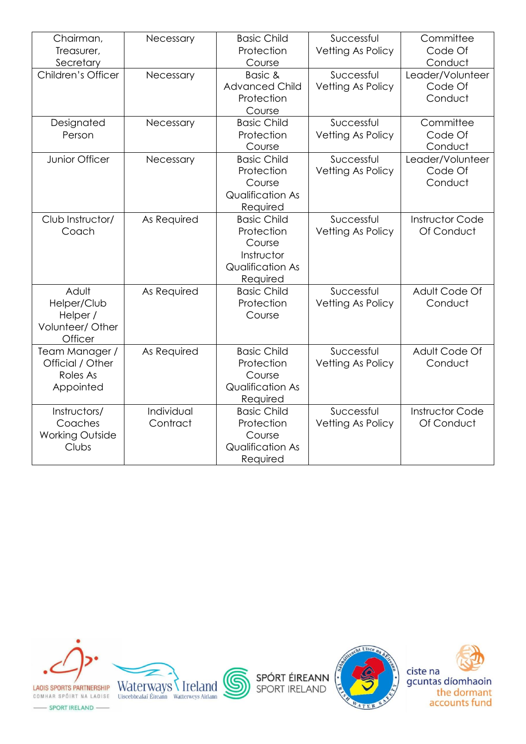| | | | | |
|---|---|---|---|---|
| Chairman, Treasurer, Secretary | Necessary | Basic Child Protection Course | Successful Vetting As Policy | Committee Code Of Conduct |
| Children's Officer | Necessary | Basic & Advanced Child Protection Course | Successful Vetting As Policy | Leader/Volunteer Code Of Conduct |
| Designated Person | Necessary | Basic Child Protection Course | Successful Vetting As Policy | Committee Code Of Conduct |
| Junior Officer | Necessary | Basic Child Protection Course Qualification As Required | Successful Vetting As Policy | Leader/Volunteer Code Of Conduct |
| Club Instructor/ Coach | As Required | Basic Child Protection Course Instructor Qualification As Required | Successful Vetting As Policy | Instructor Code Of Conduct |
| Adult Helper/Club Helper / Volunteer/ Other Officer | As Required | Basic Child Protection Course | Successful Vetting As Policy | Adult Code Of Conduct |
| Team Manager / Official / Other Roles As Appointed | As Required | Basic Child Protection Course Qualification As Required | Successful Vetting As Policy | Adult Code Of Conduct |
| Instructors/ Coaches Working Outside Clubs | Individual Contract | Basic Child Protection Course Qualification As Required | Successful Vetting As Policy | Instructor Code Of Conduct |

LAOIS SPORTS PARTNERSHIP COMHAR SPÓIRT NA LAOISE SPORT IRELAND

Waterways Ireland Uiscebhealaí Éireann Watterweys Airlann

SPÓRT ÉIREANN SPORT IRELAND

Sábháilteacht Uisce na hÉireann IRISH WATER SAFETY

ciste na gcuntas díomhaoin the dormant accounts fund